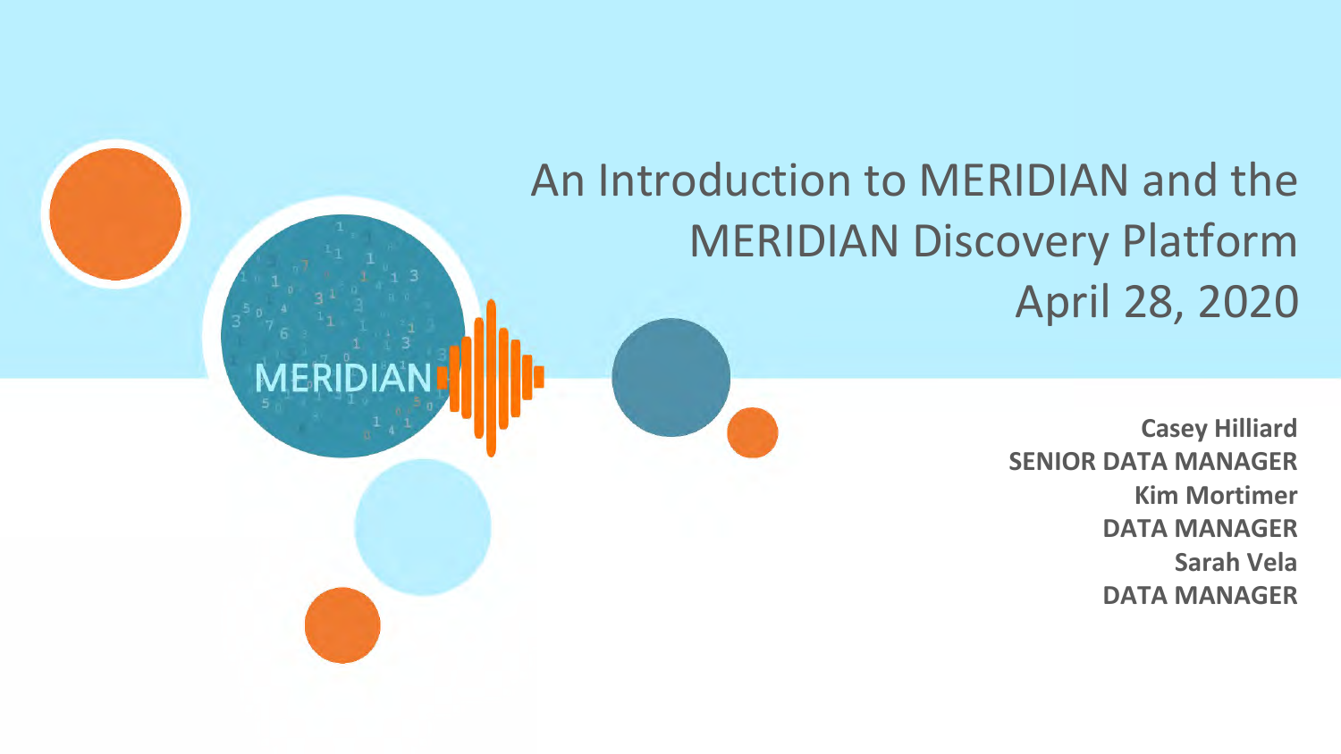# An Introduction to MERIDIAN and the MERIDIAN Discovery Platform

April 28, 2020

**Casey Hilliard**
**SENIOR DATA MANAGER**
**Kim Mortimer**
**DATA MANAGER**
**Sarah Vela**
**DATA MANAGER**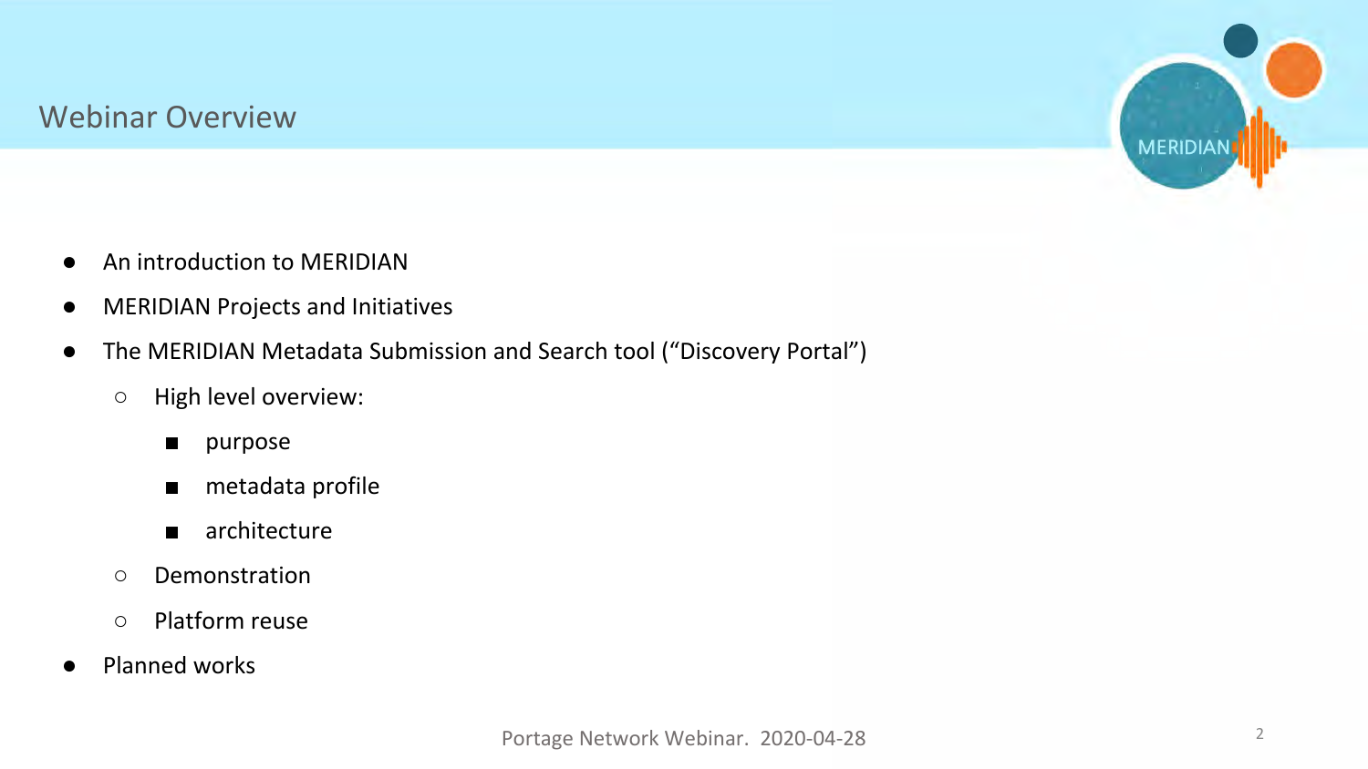## Webinar Overview

- An introduction to MERIDIAN
- MERIDIAN Projects and Initiatives
- The MERIDIAN Metadata Submission and Search tool (“Discovery Portal”)
  - High level overview:
    - purpose
    - metadata profile
    - architecture
  - Demonstration
  - Platform reuse
- Planned works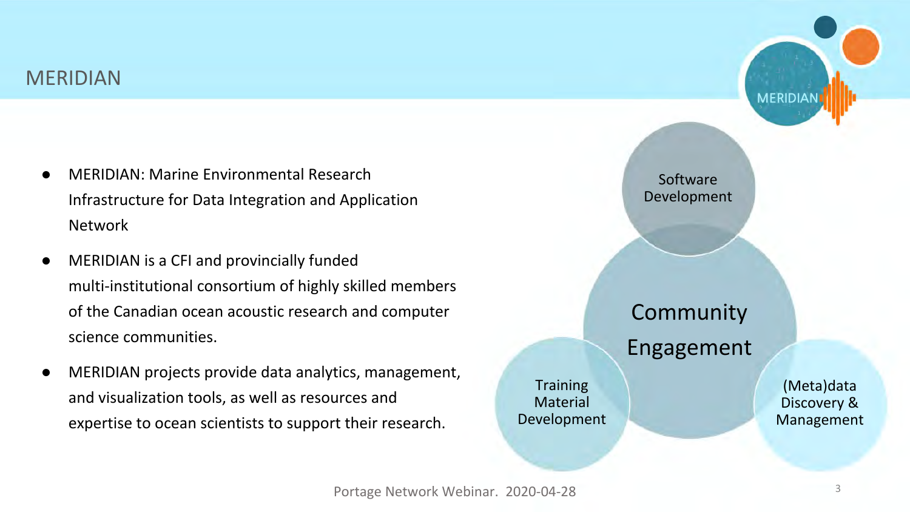# MERIDIAN

- MERIDIAN: Marine Environmental Research Infrastructure for Data Integration and Application Network
- MERIDIAN is a CFI and provincially funded multi-institutional consortium of highly skilled members of the Canadian ocean acoustic research and computer science communities.
- MERIDIAN projects provide data analytics, management, and visualization tools, as well as resources and expertise to ocean scientists to support their research.

Software Development

Community Engagement

Training Material Development

(Meta)data Discovery & Management

Portage Network Webinar. 2020-04-28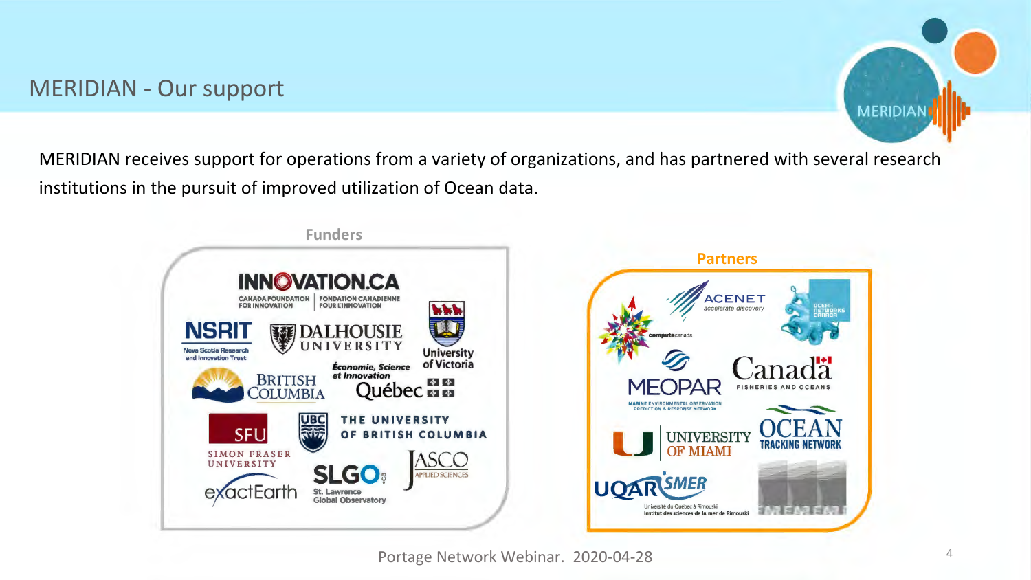# MERIDIAN - Our support

MERIDIAN receives support for operations from a variety of organizations, and has partnered with several research institutions in the pursuit of improved utilization of Ocean data.

## Funders

- INNOVATION.CA — Canada Foundation for Innovation / Fondation canadienne pour l'innovation
- NSRIT — Nova Scotia Research and Innovation Trust
- Dalhousie University
- University of Victoria
- British Columbia
- Économie, Science et Innovation Québec
- SFU — Simon Fraser University
- UBC — The University of British Columbia
- exactEarth
- SLGO — St. Lawrence Global Observatory
- JASCO Applied Sciences

## Partners

- computecanada
- ACENET — accelerate discovery
- Ocean Networks Canada
- MEOPAR — Marine Environmental Observation Prediction & Response Network
- Canada — Fisheries and Oceans
- University of Miami
- Ocean Tracking Network
- UQAR ISMER — Université du Québec à Rimouski, Institut des sciences de la mer de Rimouski

Portage Network Webinar. 2020-04-28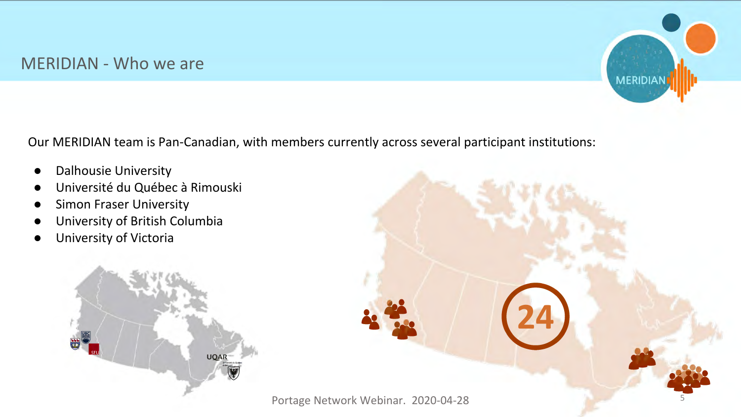# MERIDIAN - Who we are

Our MERIDIAN team is Pan-Canadian, with members currently across several participant institutions:

- Dalhousie University
- Université du Québec à Rimouski
- Simon Fraser University
- University of British Columbia
- University of Victoria

24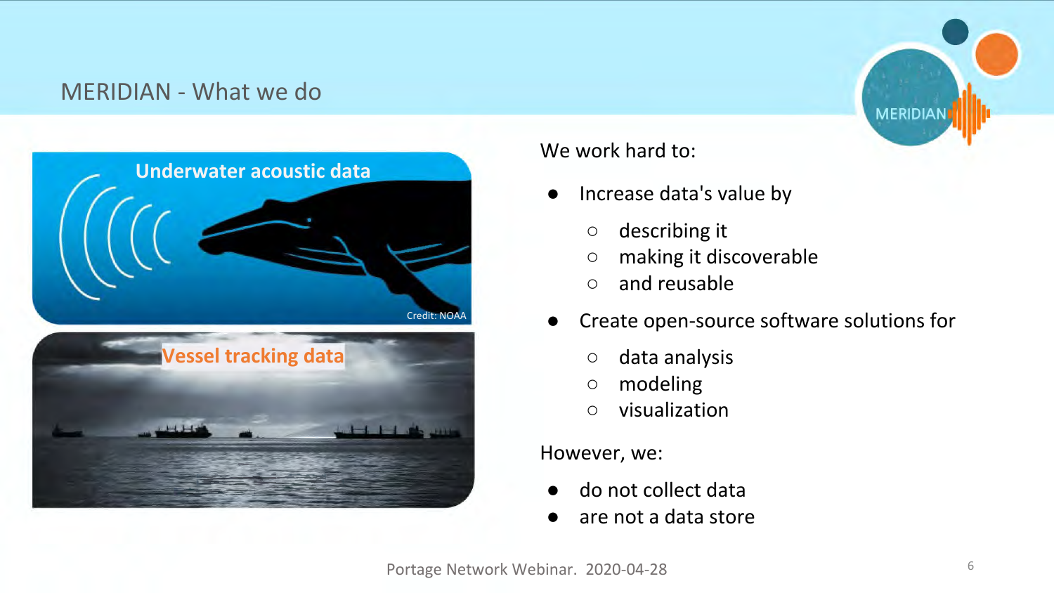# MERIDIAN - What we do

Underwater acoustic data

Credit: NOAA

Vessel tracking data

We work hard to:

- Increase data's value by
  - describing it
  - making it discoverable
  - and reusable
- Create open-source software solutions for
  - data analysis
  - modeling
  - visualization

However, we:

- do not collect data
- are not a data store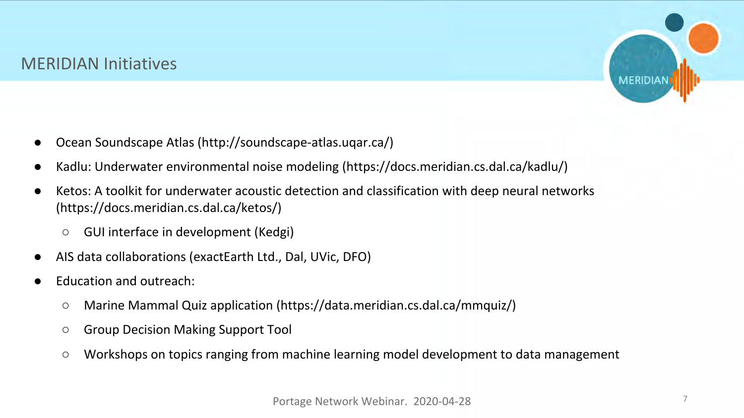# MERIDIAN Initiatives

- Ocean Soundscape Atlas (http://soundscape-atlas.uqar.ca/)
- Kadlu: Underwater environmental noise modeling (https://docs.meridian.cs.dal.ca/kadlu/)
- Ketos: A toolkit for underwater acoustic detection and classification with deep neural networks (https://docs.meridian.cs.dal.ca/ketos/)
  - GUI interface in development (Kedgi)
- AIS data collaborations (exactEarth Ltd., Dal, UVic, DFO)
- Education and outreach:
  - Marine Mammal Quiz application (https://data.meridian.cs.dal.ca/mmquiz/)
  - Group Decision Making Support Tool
  - Workshops on topics ranging from machine learning model development to data management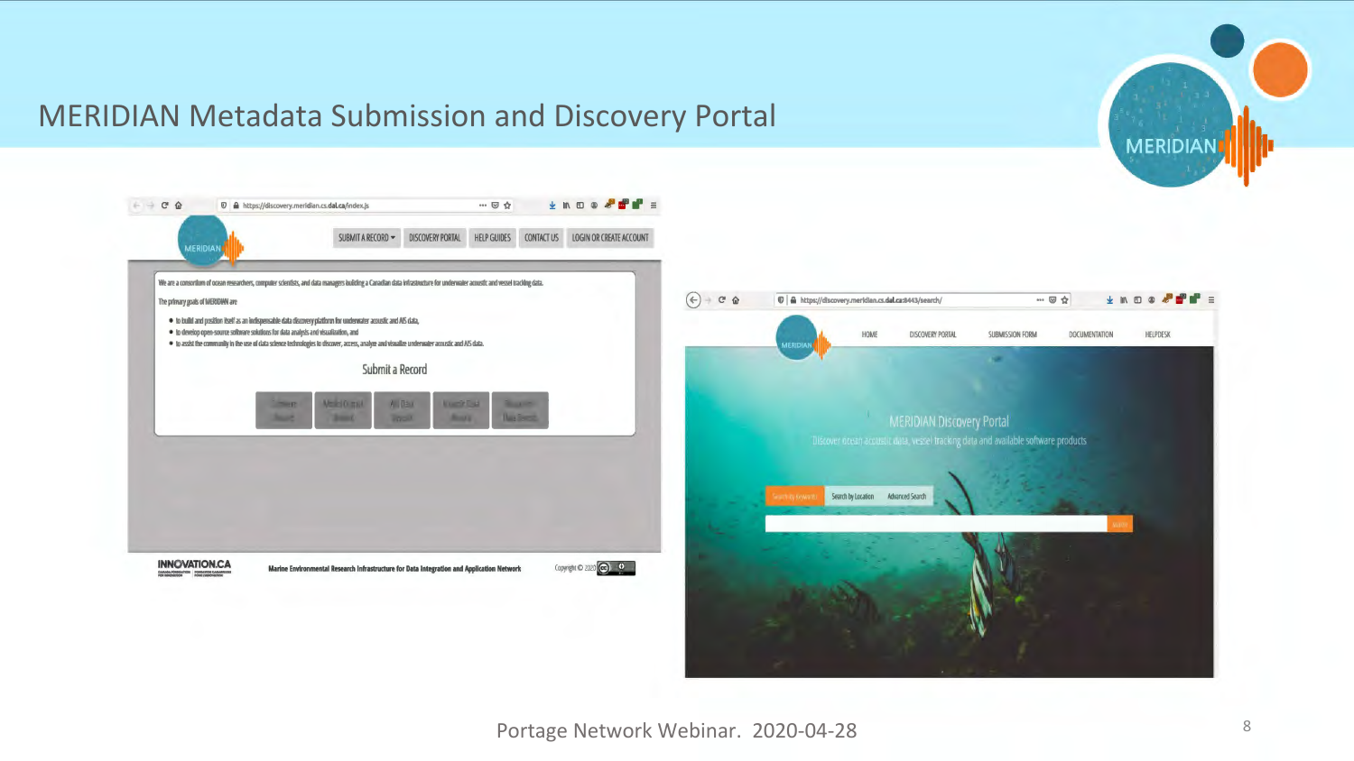# MERIDIAN Metadata Submission and Discovery Portal

We are a consortium of ocean researchers, computer scientists, and data managers building a Canadian data infrastructure for underwater acoustic and vessel tracking data.

The primary goals of MERIDIAN are

- to build and position itself as an indispensable data discovery platform for underwater acoustic and AIS data,
- to develop open-source software solutions for data analysis and visualization, and
- to assist the community in the use of data science technologies to discover, access, analyze and visualize underwater acoustic and AIS data.

Submit a Record

MERIDIAN Discovery Portal

Discover ocean acoustic data, vessel tracking data and available software products

Portage Network Webinar. 2020-04-28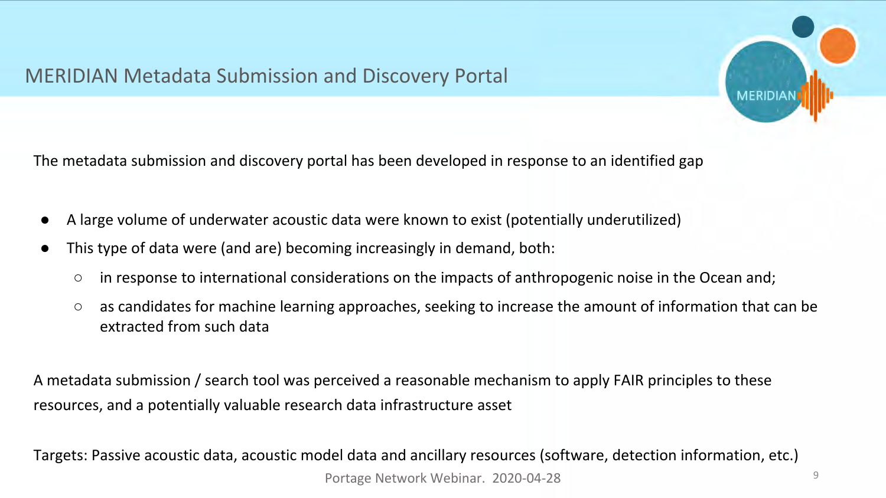# MERIDIAN Metadata Submission and Discovery Portal

The metadata submission and discovery portal has been developed in response to an identified gap

- A large volume of underwater acoustic data were known to exist (potentially underutilized)
- This type of data were (and are) becoming increasingly in demand, both:
  - in response to international considerations on the impacts of anthropogenic noise in the Ocean and;
  - as candidates for machine learning approaches, seeking to increase the amount of information that can be extracted from such data

A metadata submission / search tool was perceived a reasonable mechanism to apply FAIR principles to these resources, and a potentially valuable research data infrastructure asset

Targets: Passive acoustic data, acoustic model data and ancillary resources (software, detection information, etc.)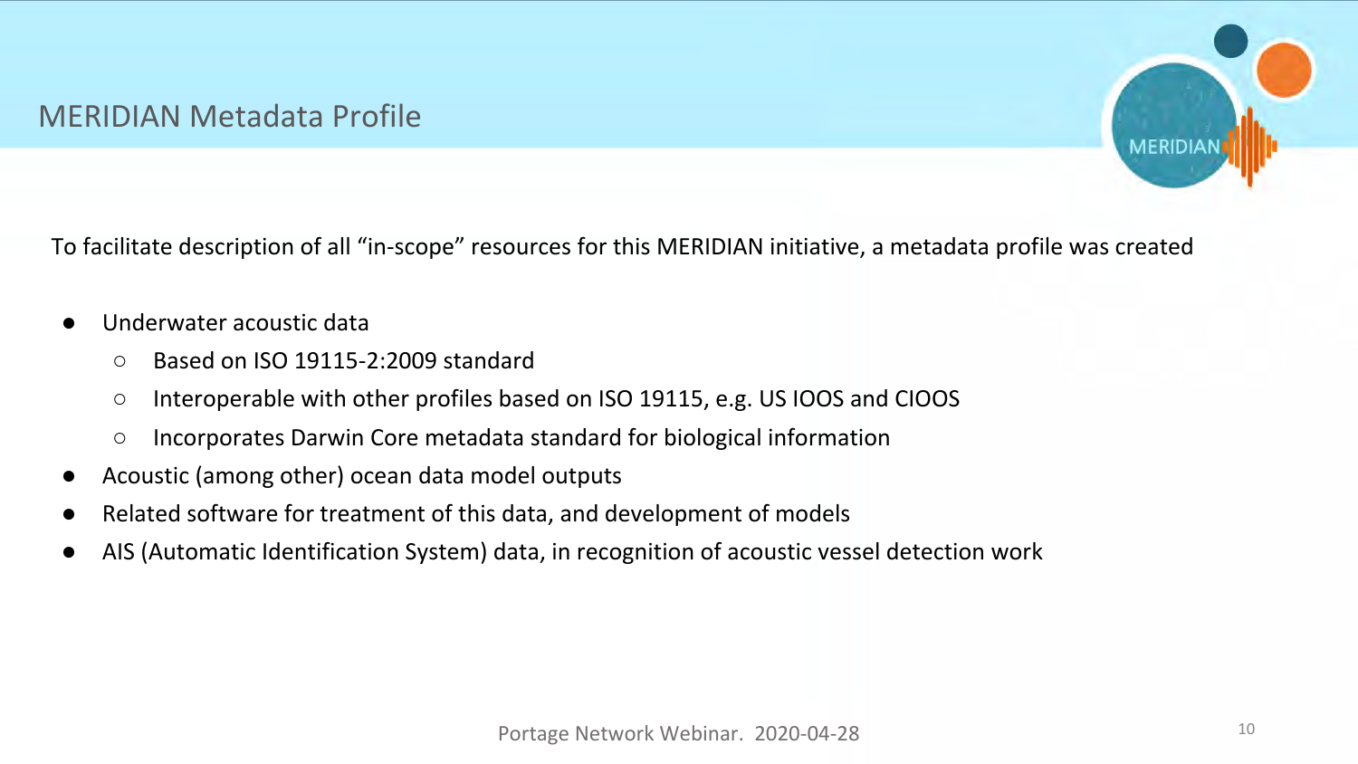# MERIDIAN Metadata Profile

To facilitate description of all “in-scope” resources for this MERIDIAN initiative, a metadata profile was created

- Underwater acoustic data
  - Based on ISO 19115-2:2009 standard
  - Interoperable with other profiles based on ISO 19115, e.g. US IOOS and CIOOS
  - Incorporates Darwin Core metadata standard for biological information
- Acoustic (among other) ocean data model outputs
- Related software for treatment of this data, and development of models
- AIS (Automatic Identification System) data, in recognition of acoustic vessel detection work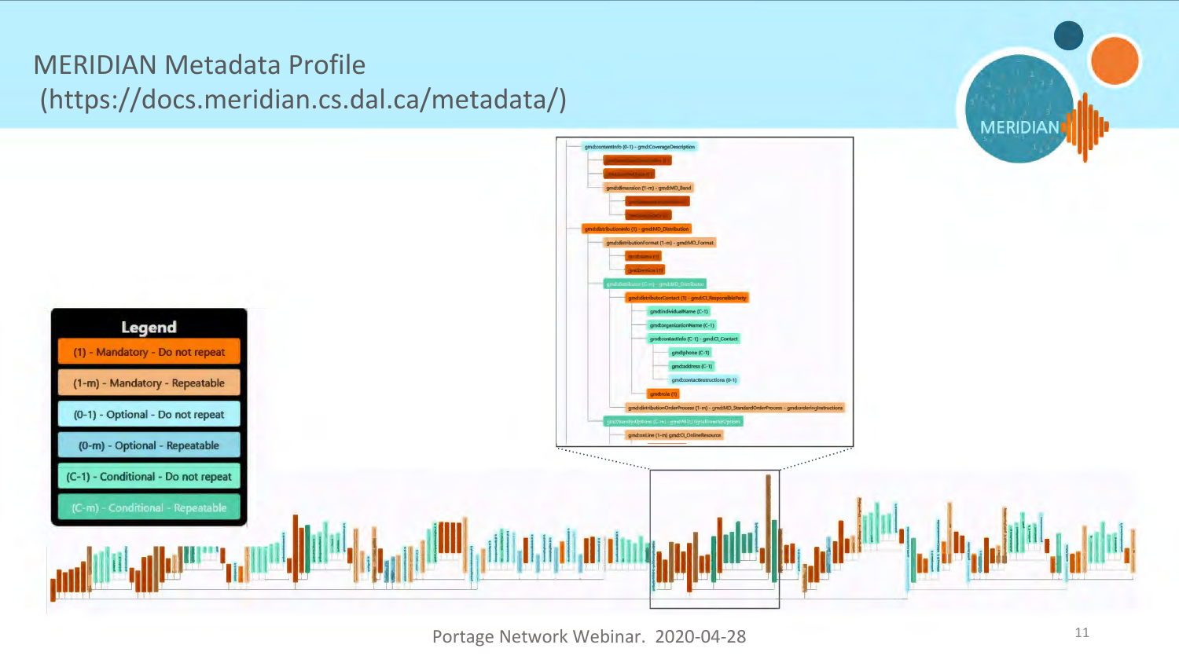# MERIDIAN Metadata Profile (https://docs.meridian.cs.dal.ca/metadata/)

**Legend**

- (1) - Mandatory - Do not repeat
- (1-m) - Mandatory - Repeatable
- (0-1) - Optional - Do not repeat
- (0-m) - Optional - Repeatable
- (C-1) - Conditional - Do not repeat
- (C-m) - Conditional - Repeatable

- gmd:contentInfo (0-1) - gmd:CoverageDescription
  - gmd:dimension (1-m) - gmd:MD_Band
- gmd:distributionInfo (1) - gmd:MD_Distribution
  - gmd:distributionFormat (1-m) - gmd:MD_Format
    - gmd:name (1)
    - gmd:version (1)
  - gmd:distributor (C-m) - gmd:MD_Distributor
    - gmd:distributorContact (1) - gmd:CI_ResponsibleParty
      - gmd:individualName (C-1)
      - gmd:organizationName (C-1)
      - gmd:contactInfo (C-1) - gmd:CI_Contact
        - gmd:phone (C-1)
        - gmd:address (C-1)
        - gmd:contactInstructions (0-1)
      - gmd:role (1)
    - gmd:distributionOrderProcess (1-m) - gmd:MD_StandardOrderProcess - gmd:orderingInstructions
  - gmd:transferOptions (C-m) - gmd:MD_DigitalTransferOptions
    - gmd:onLine (1-m) gmd:CI_OnlineResource

Portage Network Webinar. 2020-04-28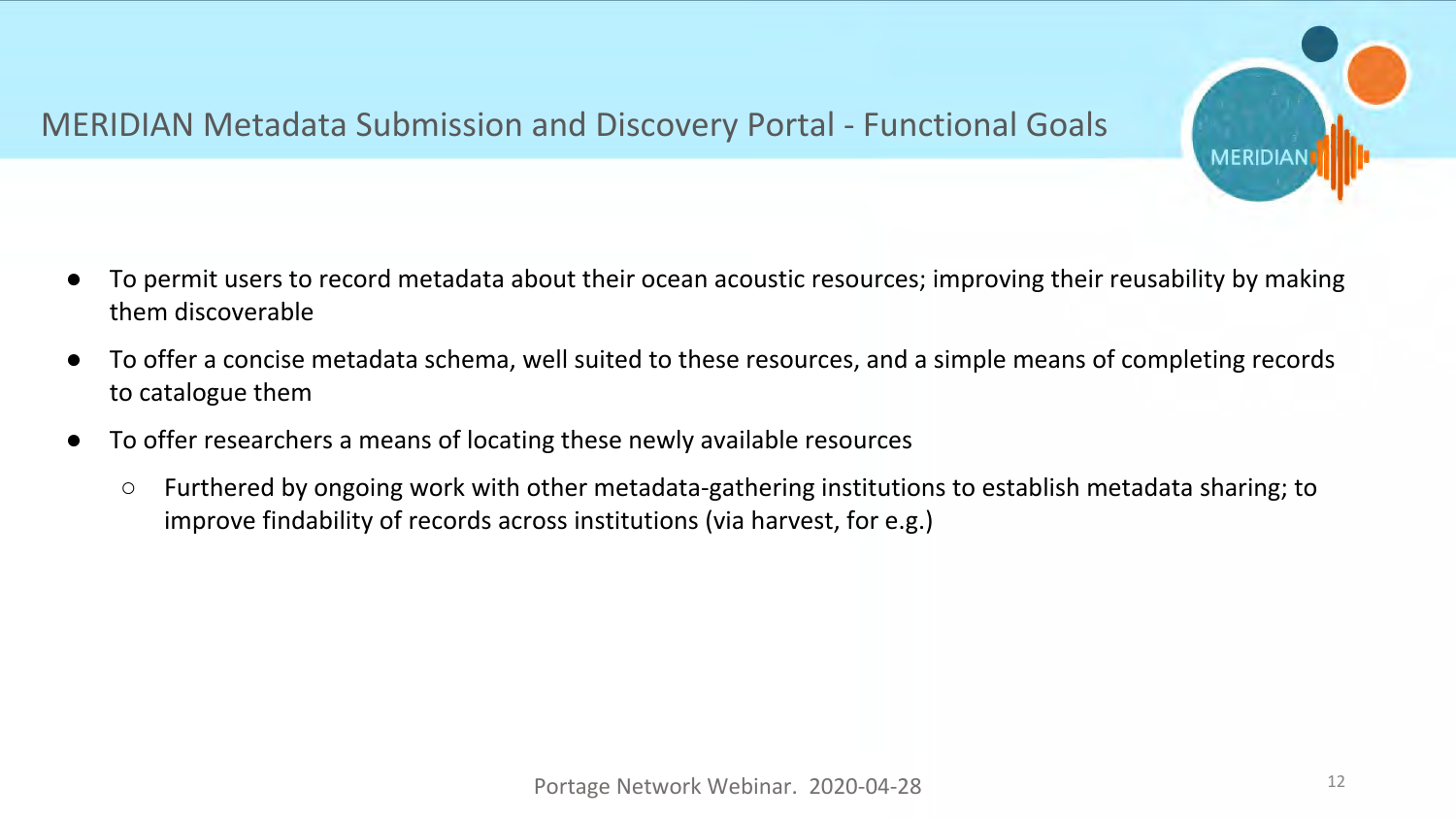# MERIDIAN Metadata Submission and Discovery Portal - Functional Goals

- To permit users to record metadata about their ocean acoustic resources; improving their reusability by making them discoverable
- To offer a concise metadata schema, well suited to these resources, and a simple means of completing records to catalogue them
- To offer researchers a means of locating these newly available resources
  - Furthered by ongoing work with other metadata-gathering institutions to establish metadata sharing; to improve findability of records across institutions (via harvest, for e.g.)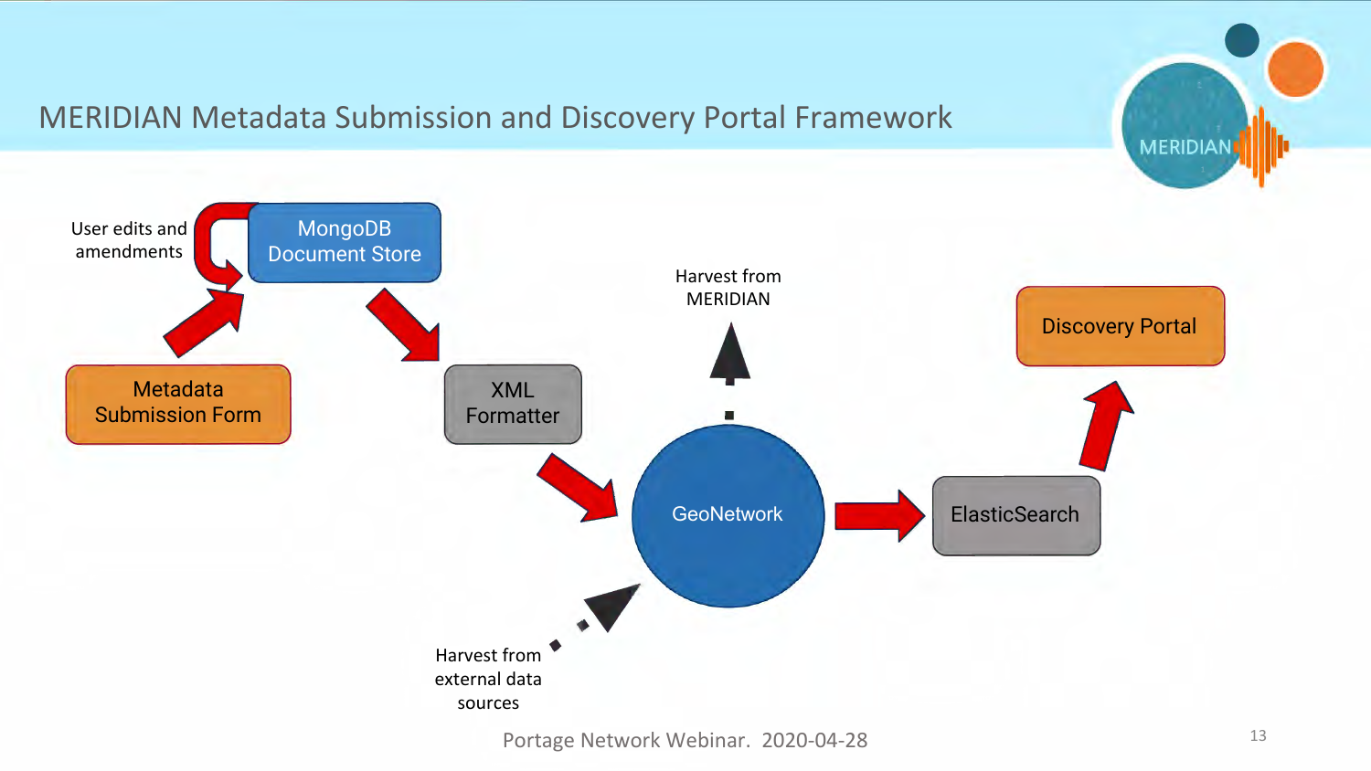# MERIDIAN Metadata Submission and Discovery Portal Framework

User edits and amendments

MongoDB Document Store

Metadata Submission Form

XML Formatter

Harvest from MERIDIAN

GeoNetwork

ElasticSearch

Discovery Portal

Harvest from external data sources

Portage Network Webinar. 2020-04-28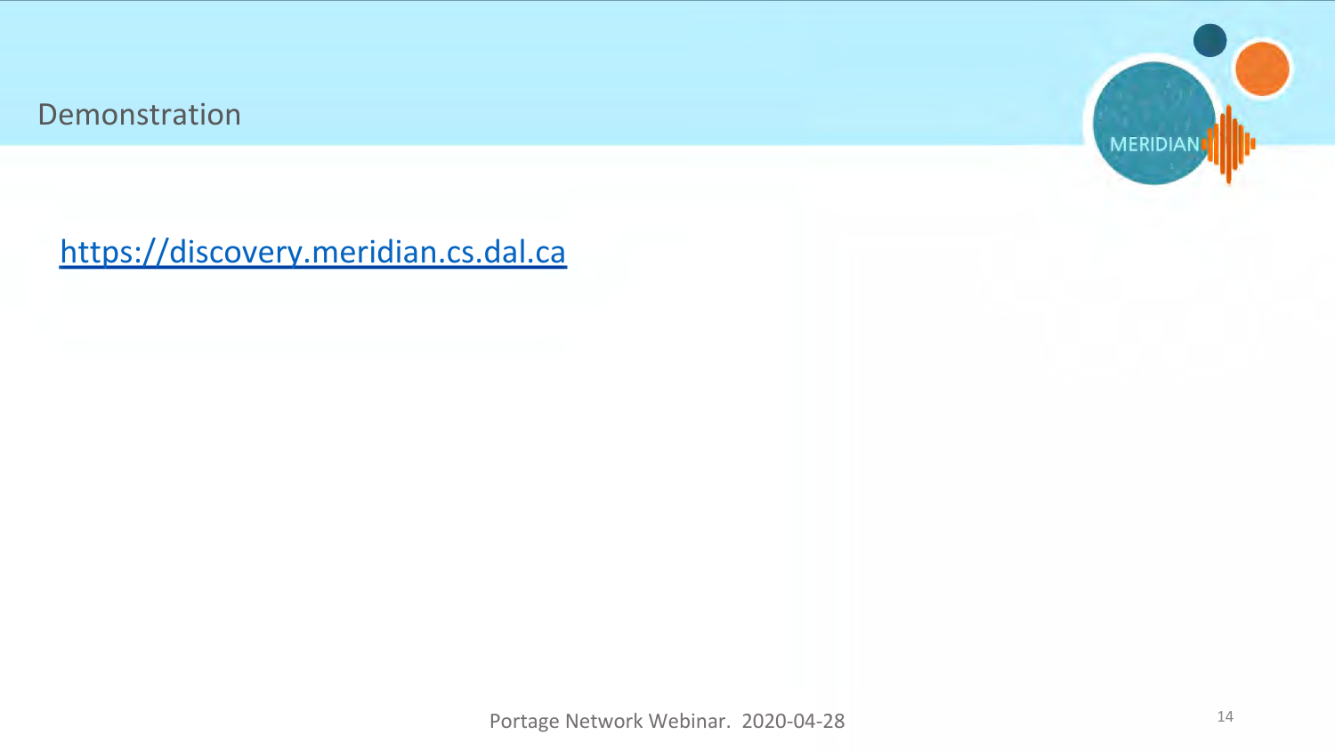# Demonstration

https://discovery.meridian.cs.dal.ca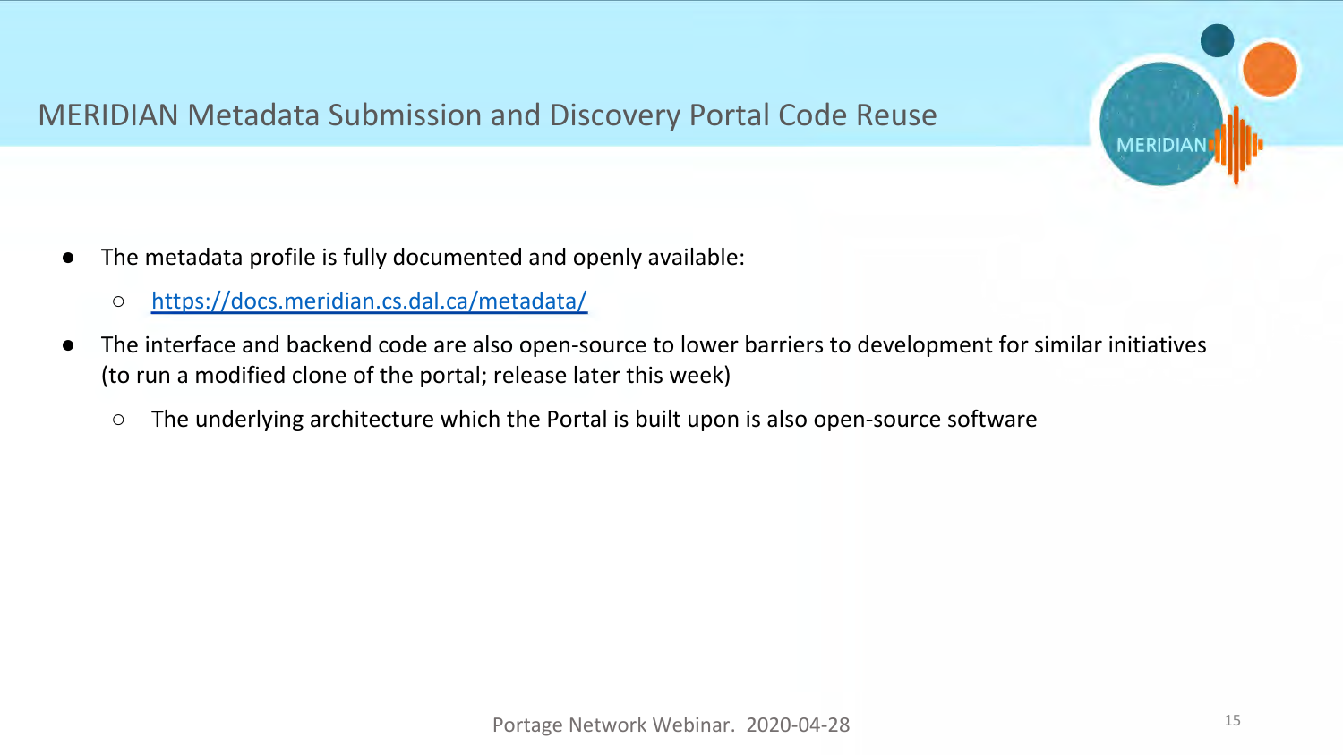# MERIDIAN Metadata Submission and Discovery Portal Code Reuse

- The metadata profile is fully documented and openly available:
  - [https://docs.meridian.cs.dal.ca/metadata/](https://docs.meridian.cs.dal.ca/metadata/)
- The interface and backend code are also open-source to lower barriers to development for similar initiatives (to run a modified clone of the portal; release later this week)
  - The underlying architecture which the Portal is built upon is also open-source software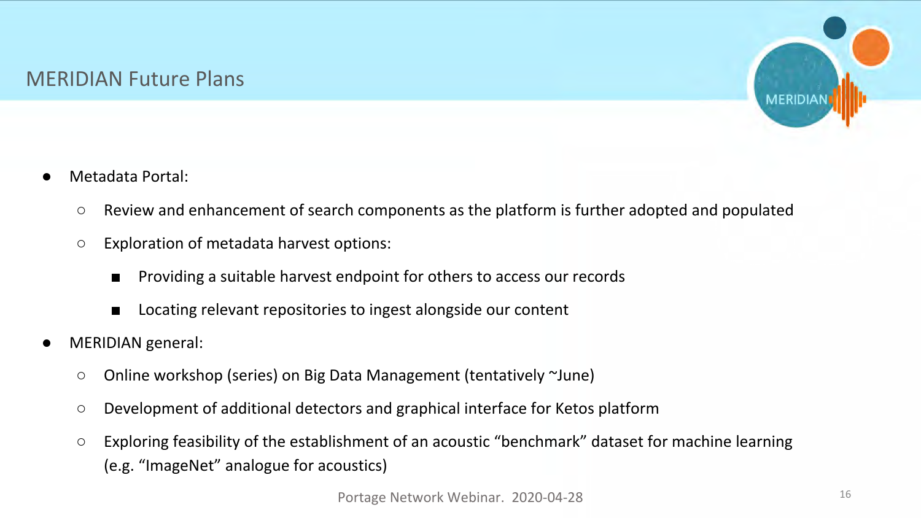## MERIDIAN Future Plans

- Metadata Portal:
  - Review and enhancement of search components as the platform is further adopted and populated
  - Exploration of metadata harvest options:
    - Providing a suitable harvest endpoint for others to access our records
    - Locating relevant repositories to ingest alongside our content
- MERIDIAN general:
  - Online workshop (series) on Big Data Management (tentatively ~June)
  - Development of additional detectors and graphical interface for Ketos platform
  - Exploring feasibility of the establishment of an acoustic "benchmark" dataset for machine learning (e.g. "ImageNet" analogue for acoustics)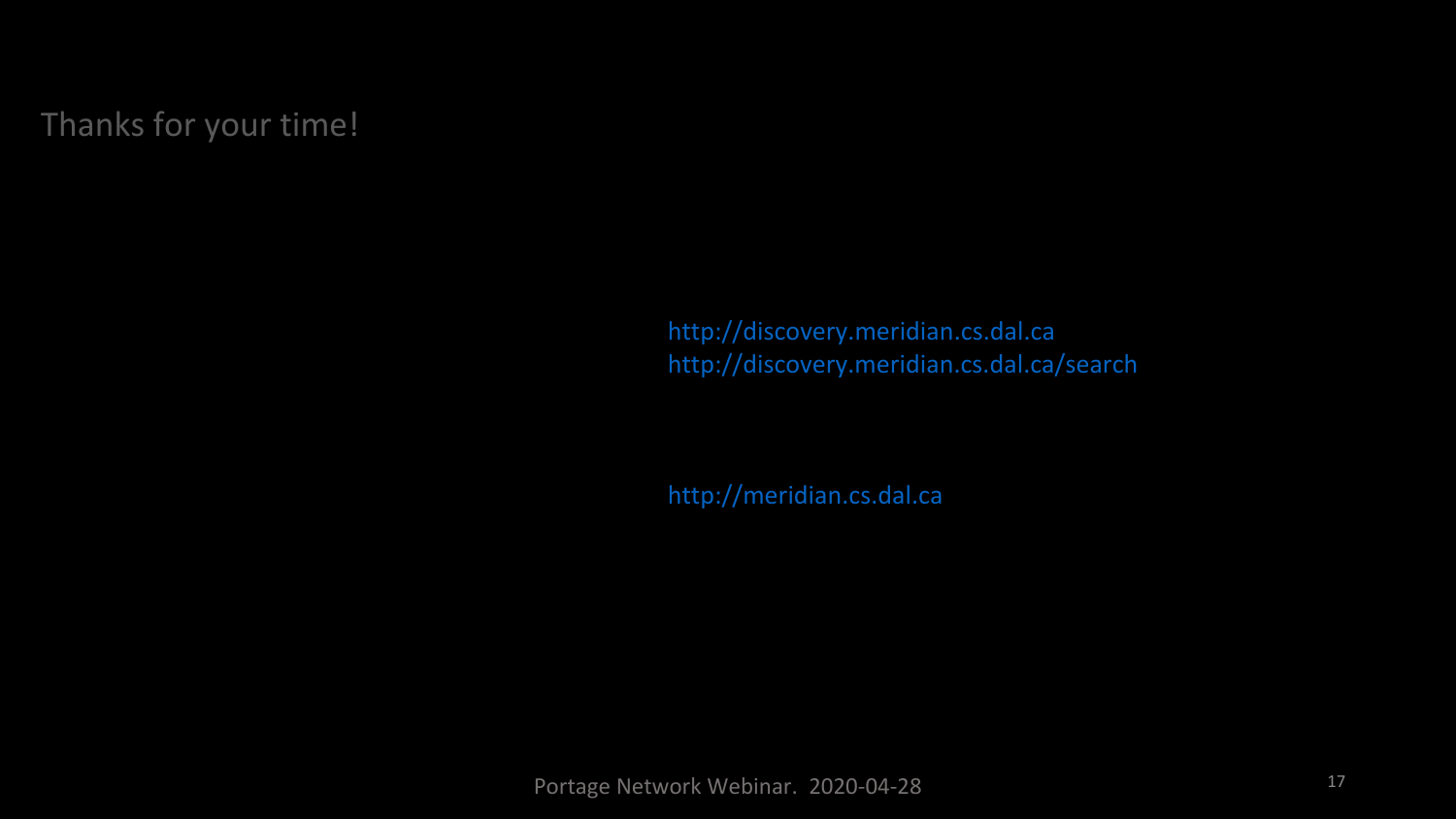Thanks for your time!

http://discovery.meridian.cs.dal.ca
http://discovery.meridian.cs.dal.ca/search

http://meridian.cs.dal.ca